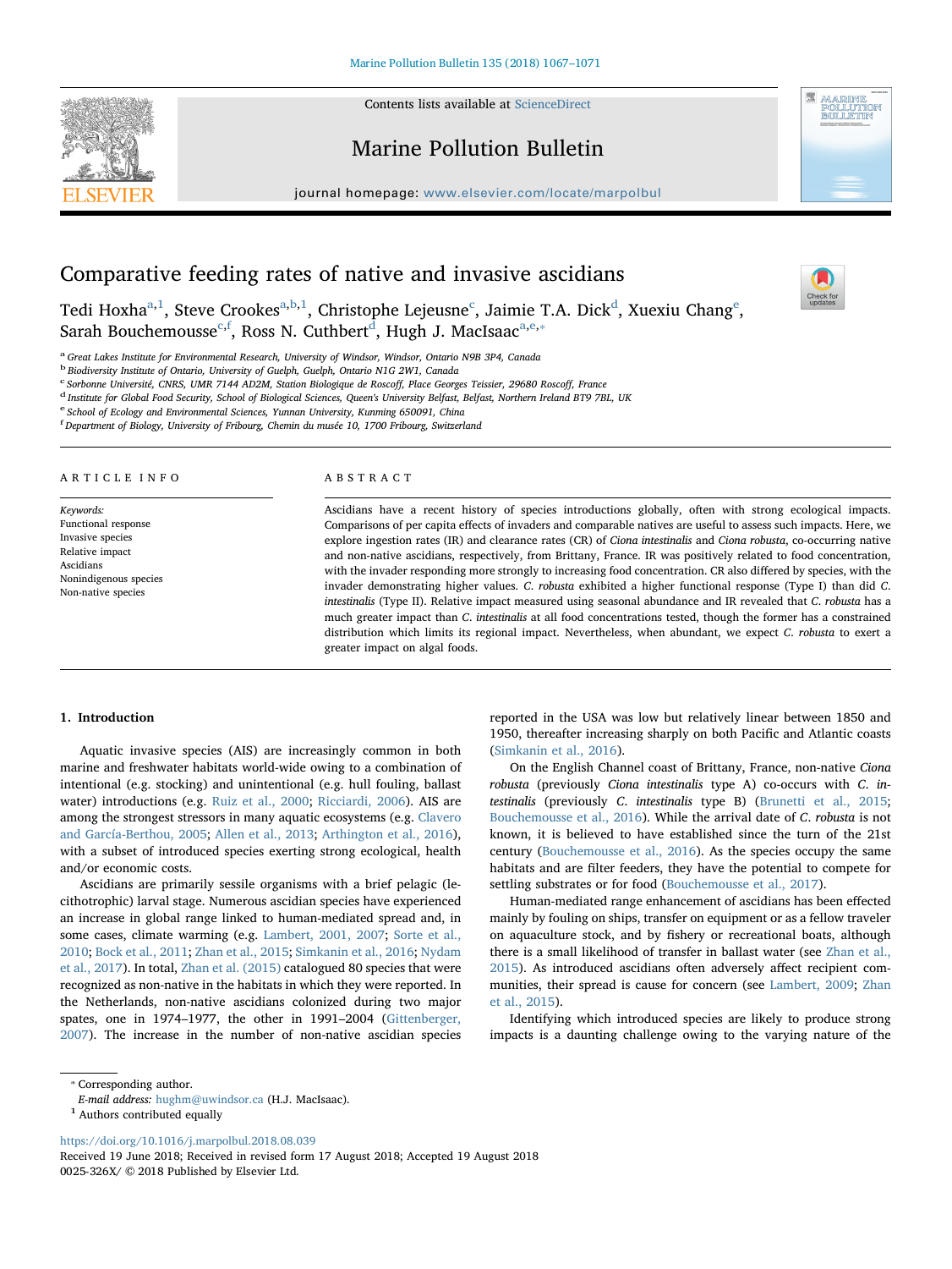# Comparative feeding rates of native and invasive ascidians

Tedi Hoxha[a,1], Steve Crookes[a,b,1], Christophe Lejeusne[c], Jaimie T.A. Dick[d], Xuexiu Chang[e], Sarah Bouchemousse[c,f], Ross N. Cuthbert[d], Hugh J. MacIsaac[a,e,*]

[a] Great Lakes Institute for Environmental Research, University of Windsor, Windsor, Ontario N9B 3P4, Canada
[b] Biodiversity Institute of Ontario, University of Guelph, Guelph, Ontario N1G 2W1, Canada
[c] Sorbonne Université, CNRS, UMR 7144 AD2M, Station Biologique de Roscoff, Place Georges Teissier, 29680 Roscoff, France
[d] Institute for Global Food Security, School of Biological Sciences, Queen's University Belfast, Belfast, Northern Ireland BT9 7BL, UK
[e] School of Ecology and Environmental Sciences, Yunnan University, Kunming 650091, China
[f] Department of Biology, University of Fribourg, Chemin du musée 10, 1700 Fribourg, Switzerland

## ARTICLE INFO

*Keywords:*
Functional response
Invasive species
Relative impact
Ascidians
Nonindigenous species
Non-native species

## ABSTRACT

Ascidians have a recent history of species introductions globally, often with strong ecological impacts. Comparisons of per capita effects of invaders and comparable natives are useful to assess such impacts. Here, we explore ingestion rates (IR) and clearance rates (CR) of *Ciona intestinalis* and *Ciona robusta*, co-occurring native and non-native ascidians, respectively, from Brittany, France. IR was positively related to food concentration, with the invader responding more strongly to increasing food concentration. CR also differed by species, with the invader demonstrating higher values. *C. robusta* exhibited a higher functional response (Type I) than did *C. intestinalis* (Type II). Relative impact measured using seasonal abundance and IR revealed that *C. robusta* has a much greater impact than *C. intestinalis* at all food concentrations tested, though the former has a constrained distribution which limits its regional impact. Nevertheless, when abundant, we expect *C. robusta* to exert a greater impact on algal foods.

## 1. Introduction

Aquatic invasive species (AIS) are increasingly common in both marine and freshwater habitats world-wide owing to a combination of intentional (e.g. stocking) and unintentional (e.g. hull fouling, ballast water) introductions (e.g. Ruiz et al., 2000; Ricciardi, 2006). AIS are among the strongest stressors in many aquatic ecosystems (e.g. Clavero and García-Berthou, 2005; Allen et al., 2013; Arthington et al., 2016), with a subset of introduced species exerting strong ecological, health and/or economic costs.

Ascidians are primarily sessile organisms with a brief pelagic (lecithotrophic) larval stage. Numerous ascidian species have experienced an increase in global range linked to human-mediated spread and, in some cases, climate warming (e.g. Lambert, 2001, 2007; Sorte et al., 2010; Bock et al., 2011; Zhan et al., 2015; Simkanin et al., 2016; Nydam et al., 2017). In total, Zhan et al. (2015) catalogued 80 species that were recognized as non-native in the habitats in which they were reported. In the Netherlands, non-native ascidians colonized during two major spates, one in 1974–1977, the other in 1991–2004 (Gittenberger, 2007). The increase in the number of non-native ascidian species reported in the USA was low but relatively linear between 1850 and 1950, thereafter increasing sharply on both Pacific and Atlantic coasts (Simkanin et al., 2016).

On the English Channel coast of Brittany, France, non-native *Ciona robusta* (previously *Ciona intestinalis* type A) co-occurs with *C. intestinalis* (previously *C. intestinalis* type B) (Brunetti et al., 2015; Bouchemousse et al., 2016). While the arrival date of *C. robusta* is not known, it is believed to have established since the turn of the 21st century (Bouchemousse et al., 2016). As the species occupy the same habitats and are filter feeders, they have the potential to compete for settling substrates or for food (Bouchemousse et al., 2017).

Human-mediated range enhancement of ascidians has been effected mainly by fouling on ships, transfer on equipment or as a fellow traveler on aquaculture stock, and by fishery or recreational boats, although there is a small likelihood of transfer in ballast water (see Zhan et al., 2015). As introduced ascidians often adversely affect recipient communities, their spread is cause for concern (see Lambert, 2009; Zhan et al., 2015).

Identifying which introduced species are likely to produce strong impacts is a daunting challenge owing to the varying nature of the

* Corresponding author.
*E-mail address:* hughm@uwindsor.ca (H.J. MacIsaac).
[1] Authors contributed equally

https://doi.org/10.1016/j.marpolbul.2018.08.039
Received 19 June 2018; Received in revised form 17 August 2018; Accepted 19 August 2018
0025-326X/ © 2018 Published by Elsevier Ltd.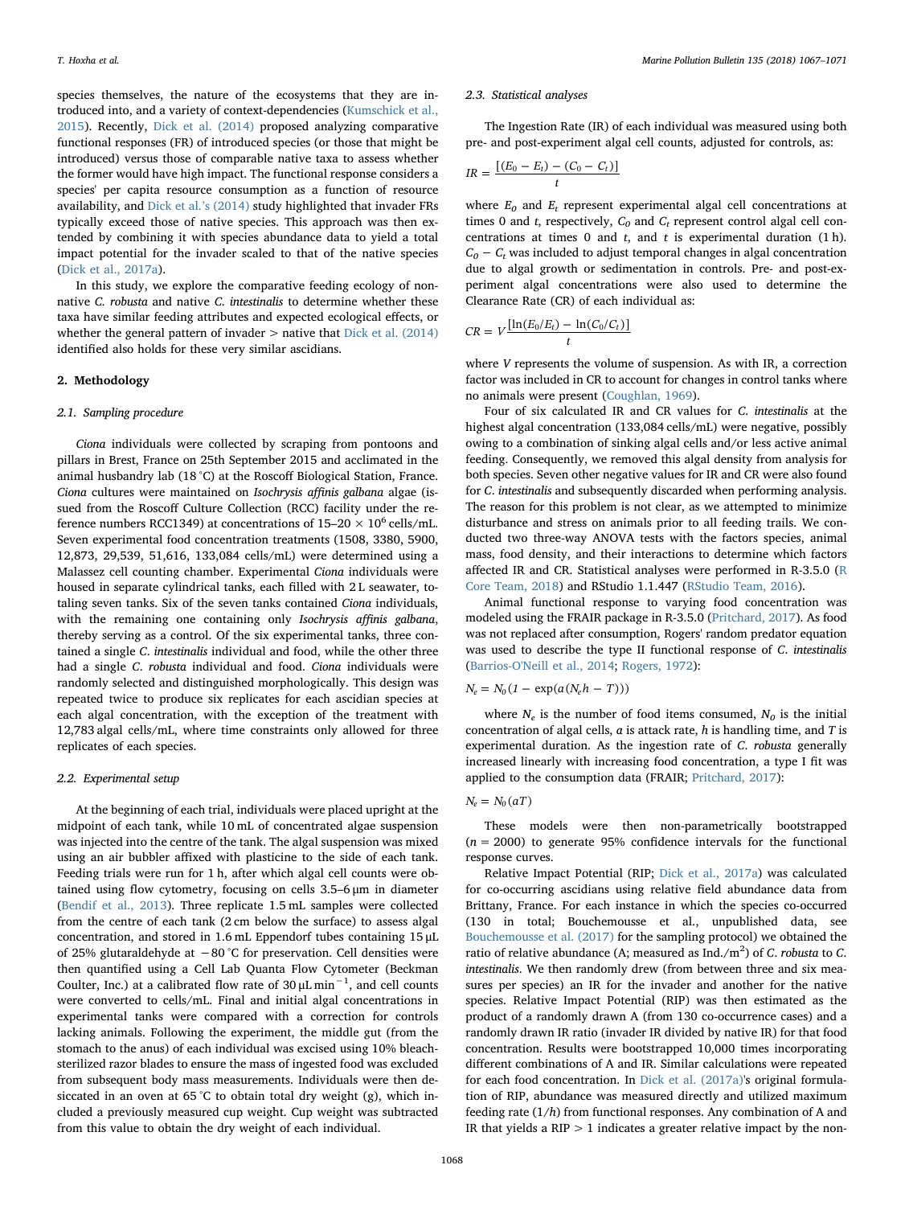species themselves, the nature of the ecosystems that they are introduced into, and a variety of context-dependencies (Kumschick et al., 2015). Recently, Dick et al. (2014) proposed analyzing comparative functional responses (FR) of introduced species (or those that might be introduced) versus those of comparable native taxa to assess whether the former would have high impact. The functional response considers a species' per capita resource consumption as a function of resource availability, and Dick et al.'s (2014) study highlighted that invader FRs typically exceed those of native species. This approach was then extended by combining it with species abundance data to yield a total impact potential for the invader scaled to that of the native species (Dick et al., 2017a).

In this study, we explore the comparative feeding ecology of non-native *C. robusta* and native *C. intestinalis* to determine whether these taxa have similar feeding attributes and expected ecological effects, or whether the general pattern of invader > native that Dick et al. (2014) identified also holds for these very similar ascidians.

## 2. Methodology

### 2.1. Sampling procedure

*Ciona* individuals were collected by scraping from pontoons and pillars in Brest, France on 25th September 2015 and acclimated in the animal husbandry lab (18 °C) at the Roscoff Biological Station, France. *Ciona* cultures were maintained on *Isochrysis affinis galbana* algae (issued from the Roscoff Culture Collection (RCC) facility under the reference numbers RCC1349) at concentrations of 15–20 × $10^6$ cells/mL. Seven experimental food concentration treatments (1508, 3380, 5900, 12,873, 29,539, 51,616, 133,084 cells/mL) were determined using a Malassez cell counting chamber. Experimental *Ciona* individuals were housed in separate cylindrical tanks, each filled with 2 L seawater, totaling seven tanks. Six of the seven tanks contained *Ciona* individuals, with the remaining one containing only *Isochrysis affinis galbana*, thereby serving as a control. Of the six experimental tanks, three contained a single *C. intestinalis* individual and food, while the other three had a single *C. robusta* individual and food. *Ciona* individuals were randomly selected and distinguished morphologically. This design was repeated twice to produce six replicates for each ascidian species at each algal concentration, with the exception of the treatment with 12,783 algal cells/mL, where time constraints only allowed for three replicates of each species.

### 2.2. Experimental setup

At the beginning of each trial, individuals were placed upright at the midpoint of each tank, while 10 mL of concentrated algae suspension was injected into the centre of the tank. The algal suspension was mixed using an air bubbler affixed with plasticine to the side of each tank. Feeding trials were run for 1 h, after which algal cell counts were obtained using flow cytometry, focusing on cells 3.5–6 μm in diameter (Bendif et al., 2013). Three replicate 1.5 mL samples were collected from the centre of each tank (2 cm below the surface) to assess algal concentration, and stored in 1.6 mL Eppendorf tubes containing 15 μL of 25% glutaraldehyde at −80 °C for preservation. Cell densities were then quantified using a Cell Lab Quanta Flow Cytometer (Beckman Coulter, Inc.) at a calibrated flow rate of 30 μL $\min^{-1}$, and cell counts were converted to cells/mL. Final and initial algal concentrations in experimental tanks were compared with a correction for controls lacking animals. Following the experiment, the middle gut (from the stomach to the anus) of each individual was excised using 10% bleach-sterilized razor blades to ensure the mass of ingested food was excluded from subsequent body mass measurements. Individuals were then desiccated in an oven at 65 °C to obtain total dry weight (g), which included a previously measured cup weight. Cup weight was subtracted from this value to obtain the dry weight of each individual.

### 2.3. Statistical analyses

The Ingestion Rate (IR) of each individual was measured using both pre- and post-experiment algal cell counts, adjusted for controls, as:

$$IR = \frac{[(E_0 - E_t) - (C_0 - C_t)]}{t}$$

where $E_0$ and $E_t$ represent experimental algal cell concentrations at times 0 and $t$, respectively, $C_0$ and $C_t$ represent control algal cell concentrations at times 0 and $t$, and $t$ is experimental duration (1 h). $C_0 - C_t$ was included to adjust temporal changes in algal concentration due to algal growth or sedimentation in controls. Pre- and post-experiment algal concentrations were also used to determine the Clearance Rate (CR) of each individual as:

$$CR = V\frac{[\ln(E_0/E_t) - \ln(C_0/C_t)]}{t}$$

where $V$ represents the volume of suspension. As with IR, a correction factor was included in CR to account for changes in control tanks where no animals were present (Coughlan, 1969).

Four of six calculated IR and CR values for *C. intestinalis* at the highest algal concentration (133,084 cells/mL) were negative, possibly owing to a combination of sinking algal cells and/or less active animal feeding. Consequently, we removed this algal density from analysis for both species. Seven other negative values for IR and CR were also found for *C. intestinalis* and subsequently discarded when performing analysis. The reason for this problem is not clear, as we attempted to minimize disturbance and stress on animals prior to all feeding trails. We conducted two three-way ANOVA tests with the factors species, animal mass, food density, and their interactions to determine which factors affected IR and CR. Statistical analyses were performed in R-3.5.0 (R Core Team, 2018) and RStudio 1.1.447 (RStudio Team, 2016).

Animal functional response to varying food concentration was modeled using the FRAIR package in R-3.5.0 (Pritchard, 2017). As food was not replaced after consumption, Rogers' random predator equation was used to describe the type II functional response of *C. intestinalis* (Barrios-O'Neill et al., 2014; Rogers, 1972):

$$N_e = N_0(1 - \exp(a(N_e h - T)))$$

where $N_e$ is the number of food items consumed, $N_0$ is the initial concentration of algal cells, $a$ is attack rate, $h$ is handling time, and $T$ is experimental duration. As the ingestion rate of *C. robusta* generally increased linearly with increasing food concentration, a type I fit was applied to the consumption data (FRAIR; Pritchard, 2017):

$$N_e = N_0(aT)$$

These models were then non-parametrically bootstrapped ($n = 2000$) to generate 95% confidence intervals for the functional response curves.

Relative Impact Potential (RIP; Dick et al., 2017a) was calculated for co-occurring ascidians using relative field abundance data from Brittany, France. For each instance in which the species co-occurred (130 in total; Bouchemousse et al., unpublished data, see Bouchemousse et al. (2017) for the sampling protocol) we obtained the ratio of relative abundance (A; measured as Ind./$m^2$) of *C. robusta* to *C. intestinalis*. We then randomly drew (from between three and six measures per species) an IR for the invader and another for the native species. Relative Impact Potential (RIP) was then estimated as the product of a randomly drawn A (from 130 co-occurrence cases) and a randomly drawn IR ratio (invader IR divided by native IR) for that food concentration. Results were bootstrapped 10,000 times incorporating different combinations of A and IR. Similar calculations were repeated for each food concentration. In Dick et al. (2017a)'s original formulation of RIP, abundance was measured directly and utilized maximum feeding rate ($1/h$) from functional responses. Any combination of A and IR that yields a RIP > 1 indicates a greater relative impact by the non-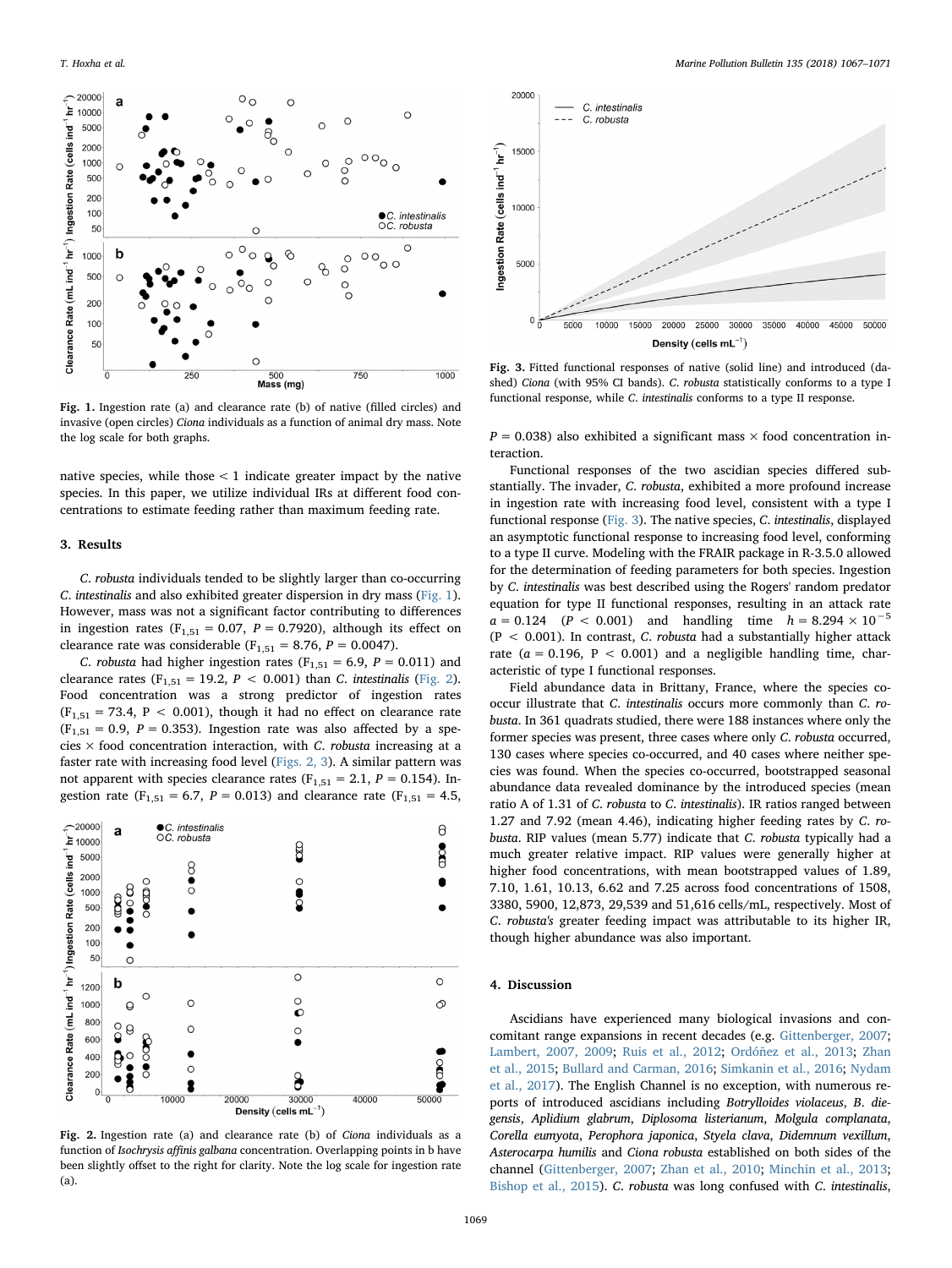Fig. 1. Ingestion rate (a) and clearance rate (b) of native (filled circles) and invasive (open circles) *Ciona* individuals as a function of animal dry mass. Note the log scale for both graphs.

native species, while those < 1 indicate greater impact by the native species. In this paper, we utilize individual IRs at different food concentrations to estimate feeding rather than maximum feeding rate.

## 3. Results

*C. robusta* individuals tended to be slightly larger than co-occurring *C. intestinalis* and also exhibited greater dispersion in dry mass (Fig. 1). However, mass was not a significant factor contributing to differences in ingestion rates ($F_{1,51} = 0.07$, $P = 0.7920$), although its effect on clearance rate was considerable ($F_{1,51} = 8.76$, $P = 0.0047$).

*C. robusta* had higher ingestion rates ($F_{1,51} = 6.9$, $P = 0.011$) and clearance rates ($F_{1,51} = 19.2$, $P < 0.001$) than *C. intestinalis* (Fig. 2). Food concentration was a strong predictor of ingestion rates ($F_{1,51} = 73.4$, $P < 0.001$), though it had no effect on clearance rate ($F_{1,51} = 0.9$, $P = 0.353$). Ingestion rate was also affected by a species × food concentration interaction, with *C. robusta* increasing at a faster rate with increasing food level (Figs. 2, 3). A similar pattern was not apparent with species clearance rates ($F_{1,51} = 2.1$, $P = 0.154$). Ingestion rate ($F_{1,51} = 6.7$, $P = 0.013$) and clearance rate ($F_{1,51} = 4.5$, $P = 0.038$) also exhibited a significant mass × food concentration interaction.

Fig. 2. Ingestion rate (a) and clearance rate (b) of *Ciona* individuals as a function of *Isochrysis affinis galbana* concentration. Overlapping points in b have been slightly offset to the right for clarity. Note the log scale for ingestion rate (a).

Fig. 3. Fitted functional responses of native (solid line) and introduced (dashed) *Ciona* (with 95% CI bands). *C. robusta* statistically conforms to a type I functional response, while *C. intestinalis* conforms to a type II response.

Functional responses of the two ascidian species differed substantially. The invader, *C. robusta*, exhibited a more profound increase in ingestion rate with increasing food level, consistent with a type I functional response (Fig. 3). The native species, *C. intestinalis*, displayed an asymptotic functional response to increasing food level, conforming to a type II curve. Modeling with the FRAIR package in R-3.5.0 allowed for the determination of feeding parameters for both species. Ingestion by *C. intestinalis* was best described using the Rogers' random predator equation for type II functional responses, resulting in an attack rate $a = 0.124$ ($P < 0.001$) and handling time $h = 8.294 \times 10^{-5}$ ($P < 0.001$). In contrast, *C. robusta* had a substantially higher attack rate ($a = 0.196$, $P < 0.001$) and a negligible handling time, characteristic of type I functional responses.

Field abundance data in Brittany, France, where the species co-occur illustrate that *C. intestinalis* occurs more commonly than *C. robusta*. In 361 quadrats studied, there were 188 instances where only the former species was present, three cases where only *C. robusta* occurred, 130 cases where species co-occurred, and 40 cases where neither species was found. When the species co-occurred, bootstrapped seasonal abundance data revealed dominance by the introduced species (mean ratio A of 1.31 of *C. robusta* to *C. intestinalis*). IR ratios ranged between 1.27 and 7.92 (mean 4.46), indicating higher feeding rates by *C. robusta*. RIP values (mean 5.77) indicate that *C. robusta* typically had a much greater relative impact. RIP values were generally higher at higher food concentrations, with mean bootstrapped values of 1.89, 7.10, 1.61, 10.13, 6.62 and 7.25 across food concentrations of 1508, 3380, 5900, 12,873, 29,539 and 51,616 cells/mL, respectively. Most of *C. robusta's* greater feeding impact was attributable to its higher IR, though higher abundance was also important.

## 4. Discussion

Ascidians have experienced many biological invasions and concomitant range expansions in recent decades (e.g. Gittenberger, 2007; Lambert, 2007, 2009; Ruis et al., 2012; Ordóñez et al., 2013; Zhan et al., 2015; Bullard and Carman, 2016; Simkanin et al., 2016; Nydam et al., 2017). The English Channel is no exception, with numerous reports of introduced ascidians including *Botrylloides violaceus*, *B. diegensis*, *Aplidium glabrum*, *Diplosoma listerianum*, *Molgula complanata*, *Corella eumyota*, *Perophora japonica*, *Styela clava*, *Didemnum vexillum*, *Asterocarpa humilis* and *Ciona robusta* established on both sides of the channel (Gittenberger, 2007; Zhan et al., 2010; Minchin et al., 2013; Bishop et al., 2015). *C. robusta* was long confused with *C. intestinalis*,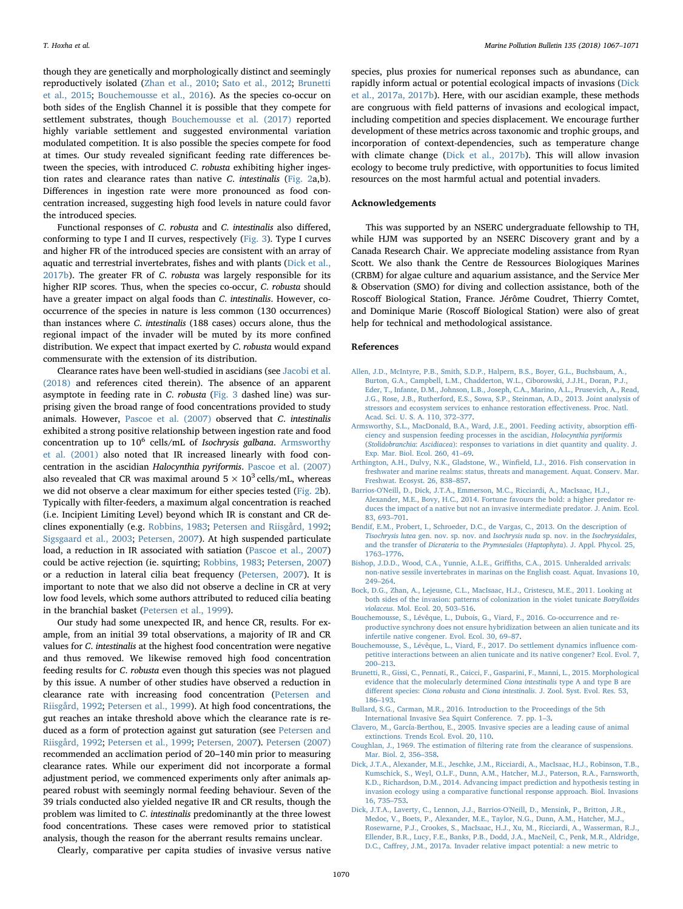though they are genetically and morphologically distinct and seemingly reproductively isolated (Zhan et al., 2010; Sato et al., 2012; Brunetti et al., 2015; Bouchemousse et al., 2016). As the species co-occur on both sides of the English Channel it is possible that they compete for settlement substrates, though Bouchemousse et al. (2017) reported highly variable settlement and suggested environmental variation modulated competition. It is also possible the species compete for food at times. Our study revealed significant feeding rate differences between the species, with introduced *C. robusta* exhibiting higher ingestion rates and clearance rates than native *C. intestinalis* (Fig. 2a,b). Differences in ingestion rate were more pronounced as food concentration increased, suggesting high food levels in nature could favor the introduced species.

Functional responses of *C. robusta* and *C. intestinalis* also differed, conforming to type I and II curves, respectively (Fig. 3). Type I curves and higher FR of the introduced species are consistent with an array of aquatic and terrestrial invertebrates, fishes and with plants (Dick et al., 2017b). The greater FR of *C. robusta* was largely responsible for its higher RIP scores. Thus, when the species co-occur, *C. robusta* should have a greater impact on algal foods than *C. intestinalis*. However, co-occurrence of the species in nature is less common (130 occurrences) than instances where *C. intestinalis* (188 cases) occurs alone, thus the regional impact of the invader will be muted by its more confined distribution. We expect that impact exerted by *C. robusta* would expand commensurate with the extension of its distribution.

Clearance rates have been well-studied in ascidians (see Jacobi et al. (2018) and references cited therein). The absence of an apparent asymptote in feeding rate in *C. robusta* (Fig. 3 dashed line) was surprising given the broad range of food concentrations provided to study animals. However, Pascoe et al. (2007) observed that *C. intestinalis* exhibited a strong positive relationship between ingestion rate and food concentration up to $10^6$ cells/mL of *Isochrysis galbana*. Armsworthy et al. (2001) also noted that IR increased linearly with food concentration in the ascidian *Halocynthia pyriformis*. Pascoe et al. (2007) also revealed that CR was maximal around $5 \times 10^3$ cells/mL, whereas we did not observe a clear maximum for either species tested (Fig. 2b). Typically with filter-feeders, a maximum algal concentration is reached (i.e. Incipient Limiting Level) beyond which IR is constant and CR declines exponentially (e.g. Robbins, 1983; Petersen and Riisgård, 1992; Sigsgaard et al., 2003; Petersen, 2007). At high suspended particulate load, a reduction in IR associated with satiation (Pascoe et al., 2007) could be active rejection (ie. squirting; Robbins, 1983; Petersen, 2007) or a reduction in lateral cilia beat frequency (Petersen, 2007). It is important to note that we also did not observe a decline in CR at very low food levels, which some authors attributed to reduced cilia beating in the branchial basket (Petersen et al., 1999).

Our study had some unexpected IR, and hence CR, results. For example, from an initial 39 total observations, a majority of IR and CR values for *C. intestinalis* at the highest food concentration were negative and thus removed. We likewise removed high food concentration feeding results for *C. robusta* even though this species was not plagued by this issue. A number of other studies have observed a reduction in clearance rate with increasing food concentration (Petersen and Riisgård, 1992; Petersen et al., 1999). At high food concentrations, the gut reaches an intake threshold above which the clearance rate is reduced as a form of protection against gut saturation (see Petersen and Riisgård, 1992; Petersen et al., 1999; Petersen, 2007). Petersen (2007) recommended an acclimation period of 20–140 min prior to measuring clearance rates. While our experiment did not incorporate a formal adjustment period, we commenced experiments only after animals appeared robust with seemingly normal feeding behaviour. Seven of the 39 trials conducted also yielded negative IR and CR results, though the problem was limited to *C. intestinalis* predominantly at the three lowest food concentrations. These cases were removed prior to statistical analysis, though the reason for the aberrant results remains unclear.

Clearly, comparative per capita studies of invasive versus native species, plus proxies for numerical reponses such as abundance, can rapidly inform actual or potential ecological impacts of invasions (Dick et al., 2017a, 2017b). Here, with our ascidian example, these methods are congruous with field patterns of invasions and ecological impact, including competition and species displacement. We encourage further development of these metrics across taxonomic and trophic groups, and incorporation of context-dependencies, such as temperature change with climate change (Dick et al., 2017b). This will allow invasion ecology to become truly predictive, with opportunities to focus limited resources on the most harmful actual and potential invaders.

## Acknowledgements

This was supported by an NSERC undergraduate fellowship to TH, while HJM was supported by an NSERC Discovery grant and by a Canada Research Chair. We appreciate modeling assistance from Ryan Scott. We also thank the Centre de Ressources Biologiques Marines (CRBM) for algae culture and aquarium assistance, and the Service Mer & Observation (SMO) for diving and collection assistance, both of the Roscoff Biological Station, France. Jérôme Coudret, Thierry Comtet, and Dominique Marie (Roscoff Biological Station) were also of great help for technical and methodological assistance.

## References

Allen, J.D., McIntyre, P.B., Smith, S.D.P., Halpern, B.S., Boyer, G.L., Buchsbaum, A., Burton, G.A., Campbell, L.M., Chadderton, W.L., Ciborowski, J.J.H., Doran, P.J., Eder, T., Infante, D.M., Johnson, L.B., Joseph, C.A., Marino, A.L., Prusevich, A., Read, J.G., Rose, J.B., Rutherford, E.S., Sowa, S.P., Steinman, A.D., 2013. Joint analysis of stressors and ecosystem services to enhance restoration effectiveness. Proc. Natl. Acad. Sci. U. S. A. 110, 372–377.

Armsworthy, S.L., MacDonald, B.A., Ward, J.E., 2001. Feeding activity, absorption efficiency and suspension feeding processes in the ascidian, *Holocynthia pyriformis* (*Stolidobranchia*: *Ascidiacea*): responses to variations in diet quantity and quality. J. Exp. Mar. Biol. Ecol. 260, 41–69.

Arthington, A.H., Dulvy, N.K., Gladstone, W., Winfield, I.J., 2016. Fish conservation in freshwater and marine realms: status, threats and management. Aquat. Conserv. Mar. Freshwat. Ecosyst. 26, 838–857.

Barrios-O'Neill, D., Dick, J.T.A., Emmerson, M.C., Ricciardi, A., MacIsaac, H.J., Alexander, M.E., Bovy, H.C., 2014. Fortune favours the bold: a higher predator reduces the impact of a native but not an invasive intermediate predator. J. Anim. Ecol. 83, 693–701.

Bendif, E.M., Probert, I., Schroeder, D.C., de Vargas, C., 2013. On the description of *Tisochrysis lutea* gen. nov. sp. nov. and *Isochrysis nuda* sp. nov. in the *Isochrysidales*, and the transfer of *Dicrateria* to the *Prymnesiales* (*Haptophyta*). J. Appl. Phycol. 25, 1763–1776.

Bishop, J.D.D., Wood, C.A., Yunnie, A.L.E., Griffiths, C.A., 2015. Unheralded arrivals: non-native sessile invertebrates in marinas on the English coast. Aquat. Invasions 10, 249–264.

Bock, D.G., Zhan, A., Lejeusne, C.L., MacIsaac, H.J., Cristescu, M.E., 2011. Looking at both sides of the invasion: patterns of colonization in the violet tunicate *Botrylloides violaceus*. Mol. Ecol. 20, 503–516.

Bouchemousse, S., Lévêque, L., Dubois, G., Viard, F., 2016. Co-occurrence and reproductive synchrony does not ensure hybridization between an alien tunicate and its infertile native congener. Evol. Ecol. 30, 69–87.

Bouchemousse, S., Lévêque, L., Viard, F., 2017. Do settlement dynamics influence competitive interactions between an alien tunicate and its native congener? Ecol. Evol. 7, 200–213.

Brunetti, R., Gissi, C., Pennati, R., Caicci, F., Gasparini, F., Manni, L., 2015. Morphological evidence that the molecularly determined *Ciona intestinalis* type A and type B are different species: *Ciona robusta* and *Ciona intestinalis*. J. Zool. Syst. Evol. Res. 53, 186–193.

Bullard, S.G., Carman, M.R., 2016. Introduction to the Proceedings of the 5th International Invasive Sea Squirt Conference. 7. pp. 1–3.

Clavero, M., García-Berthou, E., 2005. Invasive species are a leading cause of animal extinctions. Trends Ecol. Evol. 20, 110.

Coughlan, J., 1969. The estimation of filtering rate from the clearance of suspensions. Mar. Biol. 2, 356–358.

Dick, J.T.A., Alexander, M.E., Jeschke, J.M., Ricciardi, A., MacIsaac, H.J., Robinson, T.B., Kumschick, S., Weyl, O.L.F., Dunn, A.M., Hatcher, M.J., Paterson, R.A., Farnsworth, K.D., Richardson, D.M., 2014. Advancing impact prediction and hypothesis testing in invasion ecology using a comparative functional response approach. Biol. Invasions 16, 735–753.

Dick, J.T.A., Laverty, C., Lennon, J.J., Barrios-O'Neill, D., Mensink, P., Britton, J.R., Medoc, V., Boets, P., Alexander, M.E., Taylor, N.G., Dunn, A.M., Hatcher, M.J., Rosewarne, P.J., Crookes, S., MacIsaac, H.J., Xu, M., Ricciardi, A., Wasserman, R.J., Ellender, B.R., Lucy, F.E., Banks, P.B., Dodd, J.A., MacNeil, C., Penk, M.R., Aldridge, D.C., Caffrey, J.M., 2017a. Invader relative impact potential: a new metric to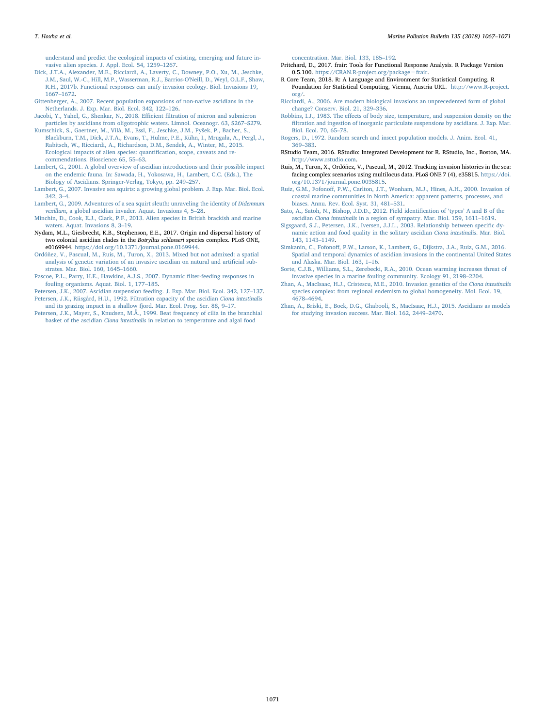understand and predict the ecological impacts of existing, emerging and future invasive alien species. J. Appl. Ecol. 54, 1259–1267.

Dick, J.T.A., Alexander, M.E., Ricciardi, A., Laverty, C., Downey, P.O., Xu, M., Jeschke, J.M., Saul, W.-C., Hill, M.P., Wasserman, R.J., Barrios-O'Neill, D., Weyl, O.L.F., Shaw, R.H., 2017b. Functional responses can unify invasion ecology. Biol. Invasions 19, 1667–1672.

Gittenberger, A., 2007. Recent population expansions of non-native ascidians in the Netherlands. J. Exp. Mar. Biol. Ecol. 342, 122–126.

Jacobi, Y., Yahel, G., Shenkar, N., 2018. Efficient filtration of micron and submicron particles by ascidians from oligotrophic waters. Limnol. Oceanogr. 63, S267–S279.

Kumschick, S., Gaertner, M., Vilà, M., Essl, F., Jeschke, J.M., Pyšek, P., Bacher, S., Blackburn, T.M., Dick, J.T.A., Evans, T., Hulme, P.E., Kühn, I., Mrugała, A., Pergl, J., Rabitsch, W., Ricciardi, A., Richardson, D.M., Sendek, A., Winter, M., 2015. Ecological impacts of alien species: quantification, scope, caveats and recommendations. Bioscience 65, 55–63.

Lambert, G., 2001. A global overview of ascidian introductions and their possible impact on the endemic fauna. In: Sawada, H., Yokosawa, H., Lambert, C.C. (Eds.), The Biology of Ascidians. Springer-Verlag, Tokyo, pp. 249–257.

Lambert, G., 2007. Invasive sea squirts: a growing global problem. J. Exp. Mar. Biol. Ecol. 342, 3–4.

Lambert, G., 2009. Adventures of a sea squirt sleuth: unraveling the identity of *Didemnum vexillum*, a global ascidian invader. Aquat. Invasions 4, 5–28.

Minchin, D., Cook, E.J., Clark, P.F., 2013. Alien species in British brackish and marine waters. Aquat. Invasions 8, 3–19.

Nydam, M.L., Giesbrecht, K.B., Stephenson, E.E., 2017. Origin and dispersal history of two colonial ascidian clades in the *Botryllus schlosseri* species complex. PLoS ONE, e0169944. https://doi.org/10.1371/journal.pone.0169944.

Ordóñez, V., Pascual, M., Ruis, M., Turon, X., 2013. Mixed but not admixed: a spatial analysis of genetic variation of an invasive ascidian on natural and artificial substrates. Mar. Biol. 160, 1645–1660.

Pascoe, P.L., Parry, H.E., Hawkins, A.J.S., 2007. Dynamic filter-feeding responses in fouling organisms. Aquat. Biol. 1, 177–185.

Petersen, J.K., 2007. Ascidian suspension feeding. J. Exp. Mar. Biol. Ecol. 342, 127–137.

Petersen, J.K., Riisgård, H.U., 1992. Filtration capacity of the ascidian *Ciona intestinalis* and its grazing impact in a shallow fjord. Mar. Ecol. Prog. Ser. 88, 9–17.

Petersen, J.K., Mayer, S., Knudsen, M.Å., 1999. Beat frequency of cilia in the branchial basket of the ascidian *Ciona intestinalis* in relation to temperature and algal food concentration. Mar. Biol. 133, 185–192.

Pritchard, D., 2017. frair: Tools for Functional Response Analysis. R Package Version 0.5.100. https://CRAN.R-project.org/package=frair.

R Core Team, 2018. R: A Language and Environment for Statistical Computing. R Foundation for Statistical Computing, Vienna, Austria URL. http://www.R-project.org/.

Ricciardi, A., 2006. Are modern biological invasions an unprecedented form of global change? Conserv. Biol. 21, 329–336.

Robbins, I.J., 1983. The effects of body size, temperature, and suspension density on the filtration and ingestion of inorganic particulate suspensions by ascidians. J. Exp. Mar. Biol. Ecol. 70, 65–78.

Rogers, D., 1972. Random search and insect population models. J. Anim. Ecol. 41, 369–383.

RStudio Team, 2016. RStudio: Integrated Development for R. RStudio, Inc., Boston, MA. http://www.rstudio.com.

Ruis, M., Turon, X., Ordóñez, V., Pascual, M., 2012. Tracking invasion histories in the sea: facing complex scenarios using multilocus data. PLoS ONE 7 (4), e35815. https://doi.org/10.1371/journal.pone.0035815.

Ruiz, G.M., Fofonoff, P.W., Carlton, J.T., Wonham, M.J., Hines, A.H., 2000. Invasion of coastal marine communities in North America: apparent patterns, processes, and biases. Annu. Rev. Ecol. Syst. 31, 481–531.

Sato, A., Satoh, N., Bishop, J.D.D., 2012. Field identification of 'types' A and B of the ascidian *Ciona intestinalis* in a region of sympatry. Mar. Biol. 159, 1611–1619.

Sigsgaard, S.J., Petersen, J.K., Iversen, J.J.L., 2003. Relationship between specific dynamic action and food quality in the solitary ascidian *Ciona intestinalis*. Mar. Biol. 143, 1143–1149.

Simkanin, C., Fofonoff, P.W., Larson, K., Lambert, G., Dijkstra, J.A., Ruiz, G.M., 2016. Spatial and temporal dynamics of ascidian invasions in the continental United States and Alaska. Mar. Biol. 163, 1–16.

Sorte, C.J.B., Williams, S.L., Zerebecki, R.A., 2010. Ocean warming increases threat of invasive species in a marine fouling community. Ecology 91, 2198–2204.

Zhan, A., MacIsaac, H.J., Cristescu, M.E., 2010. Invasion genetics of the *Ciona intestinalis* species complex: from regional endemism to global homogeneity. Mol. Ecol. 19, 4678–4694.

Zhan, A., Briski, E., Bock, D.G., Ghabooli, S., MacIsaac, H.J., 2015. Ascidians as models for studying invasion success. Mar. Biol. 162, 2449–2470.